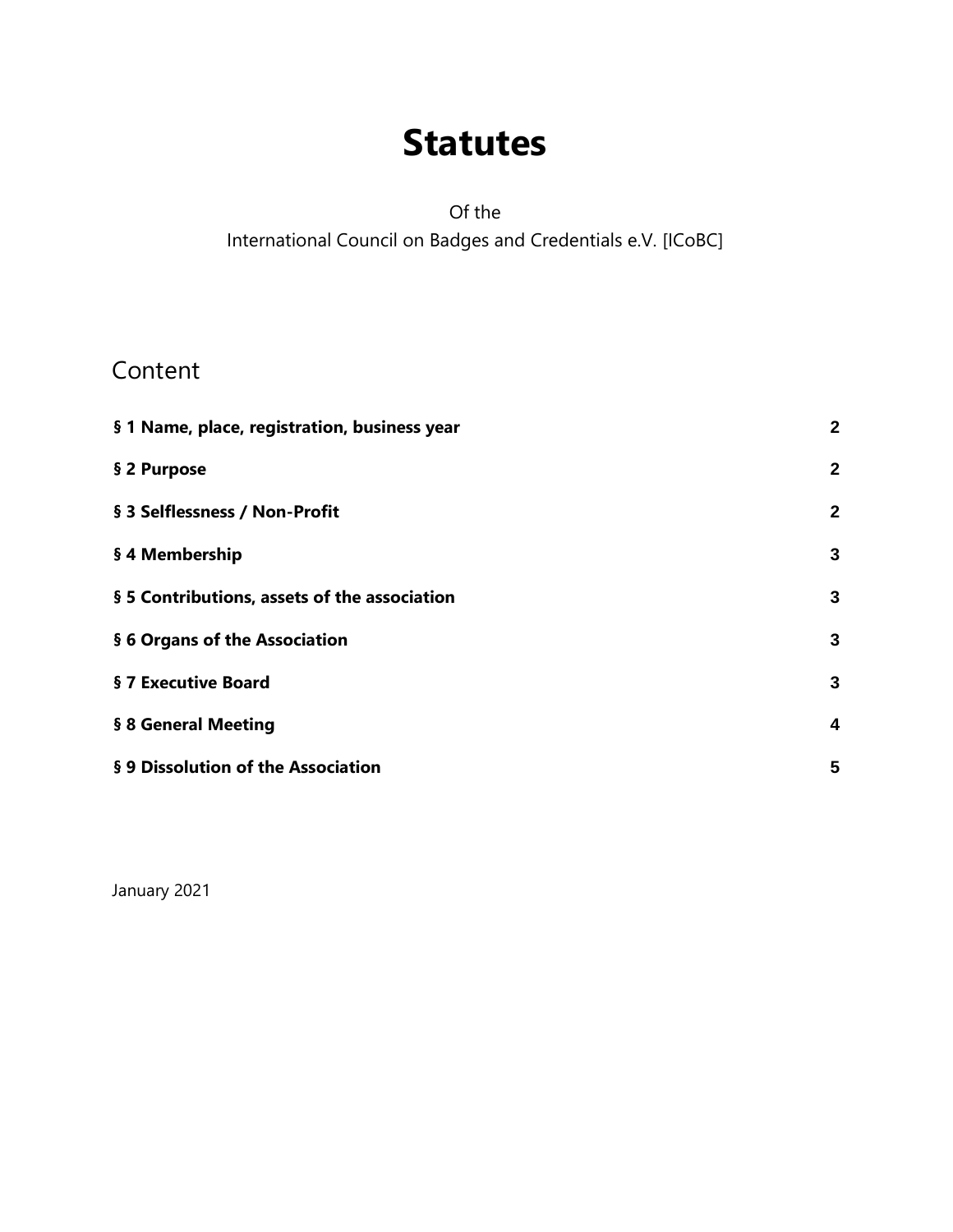# Statutes

Of the
International Council on Badges and Credentials e.V. [ICoBC]

## Content

| | |
|---|---|
| **§ 1 Name, place, registration, business year** | **2** |
| **§ 2 Purpose** | **2** |
| **§ 3 Selflessness / Non-Profit** | **2** |
| **§ 4 Membership** | **3** |
| **§ 5 Contributions, assets of the association** | **3** |
| **§ 6 Organs of the Association** | **3** |
| **§ 7 Executive Board** | **3** |
| **§ 8 General Meeting** | **4** |
| **§ 9 Dissolution of the Association** | **5** |

January 2021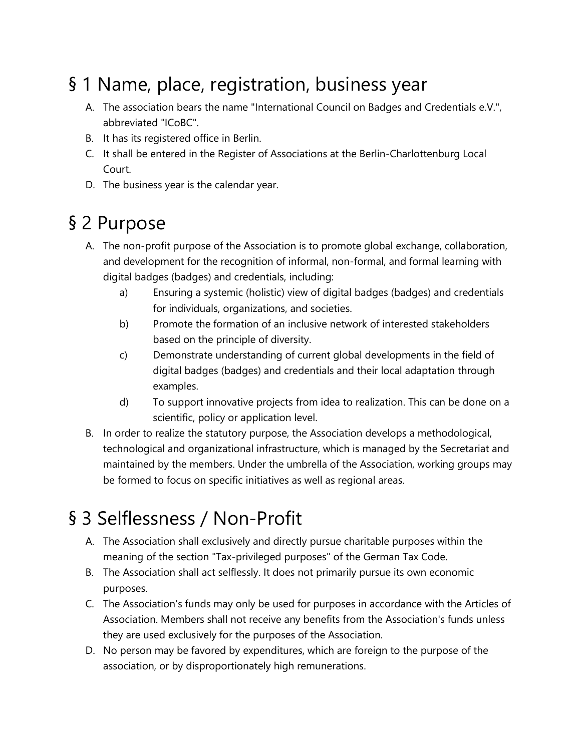# § 1 Name, place, registration, business year

A. The association bears the name "International Council on Badges and Credentials e.V.", abbreviated "ICoBC".
B. It has its registered office in Berlin.
C. It shall be entered in the Register of Associations at the Berlin-Charlottenburg Local Court.
D. The business year is the calendar year.

# § 2 Purpose

A. The non-profit purpose of the Association is to promote global exchange, collaboration, and development for the recognition of informal, non-formal, and formal learning with digital badges (badges) and credentials, including:
   a) Ensuring a systemic (holistic) view of digital badges (badges) and credentials for individuals, organizations, and societies.
   b) Promote the formation of an inclusive network of interested stakeholders based on the principle of diversity.
   c) Demonstrate understanding of current global developments in the field of digital badges (badges) and credentials and their local adaptation through examples.
   d) To support innovative projects from idea to realization. This can be done on a scientific, policy or application level.
B. In order to realize the statutory purpose, the Association develops a methodological, technological and organizational infrastructure, which is managed by the Secretariat and maintained by the members. Under the umbrella of the Association, working groups may be formed to focus on specific initiatives as well as regional areas.

# § 3 Selflessness / Non-Profit

A. The Association shall exclusively and directly pursue charitable purposes within the meaning of the section "Tax-privileged purposes" of the German Tax Code.
B. The Association shall act selflessly. It does not primarily pursue its own economic purposes.
C. The Association's funds may only be used for purposes in accordance with the Articles of Association. Members shall not receive any benefits from the Association's funds unless they are used exclusively for the purposes of the Association.
D. No person may be favored by expenditures, which are foreign to the purpose of the association, or by disproportionately high remunerations.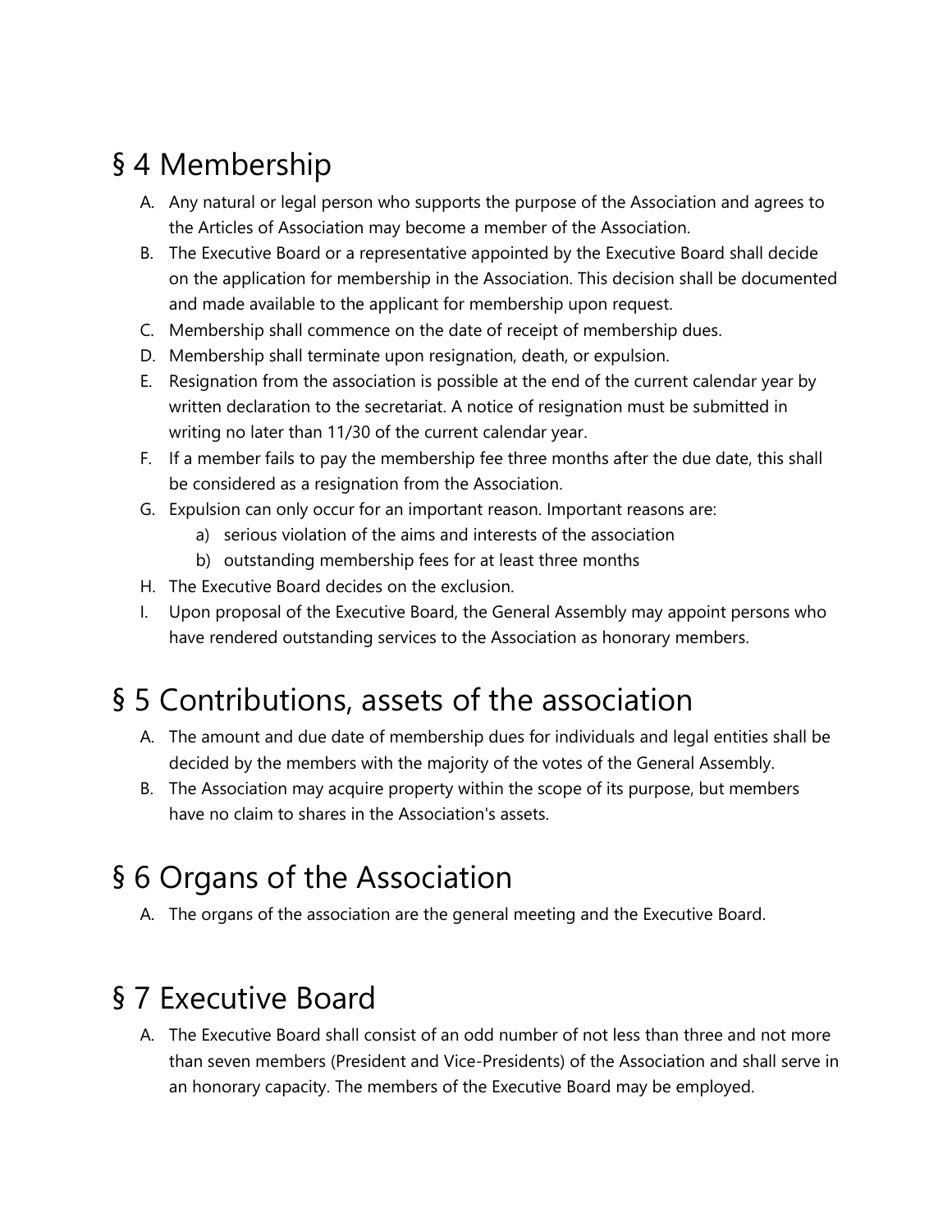# § 4 Membership

A. Any natural or legal person who supports the purpose of the Association and agrees to the Articles of Association may become a member of the Association.
B. The Executive Board or a representative appointed by the Executive Board shall decide on the application for membership in the Association. This decision shall be documented and made available to the applicant for membership upon request.
C. Membership shall commence on the date of receipt of membership dues.
D. Membership shall terminate upon resignation, death, or expulsion.
E. Resignation from the association is possible at the end of the current calendar year by written declaration to the secretariat. A notice of resignation must be submitted in writing no later than 11/30 of the current calendar year.
F. If a member fails to pay the membership fee three months after the due date, this shall be considered as a resignation from the Association.
G. Expulsion can only occur for an important reason. Important reasons are:
   a) serious violation of the aims and interests of the association
   b) outstanding membership fees for at least three months
H. The Executive Board decides on the exclusion.
I. Upon proposal of the Executive Board, the General Assembly may appoint persons who have rendered outstanding services to the Association as honorary members.

# § 5 Contributions, assets of the association

A. The amount and due date of membership dues for individuals and legal entities shall be decided by the members with the majority of the votes of the General Assembly.
B. The Association may acquire property within the scope of its purpose, but members have no claim to shares in the Association's assets.

# § 6 Organs of the Association

A. The organs of the association are the general meeting and the Executive Board.

# § 7 Executive Board

A. The Executive Board shall consist of an odd number of not less than three and not more than seven members (President and Vice-Presidents) of the Association and shall serve in an honorary capacity. The members of the Executive Board may be employed.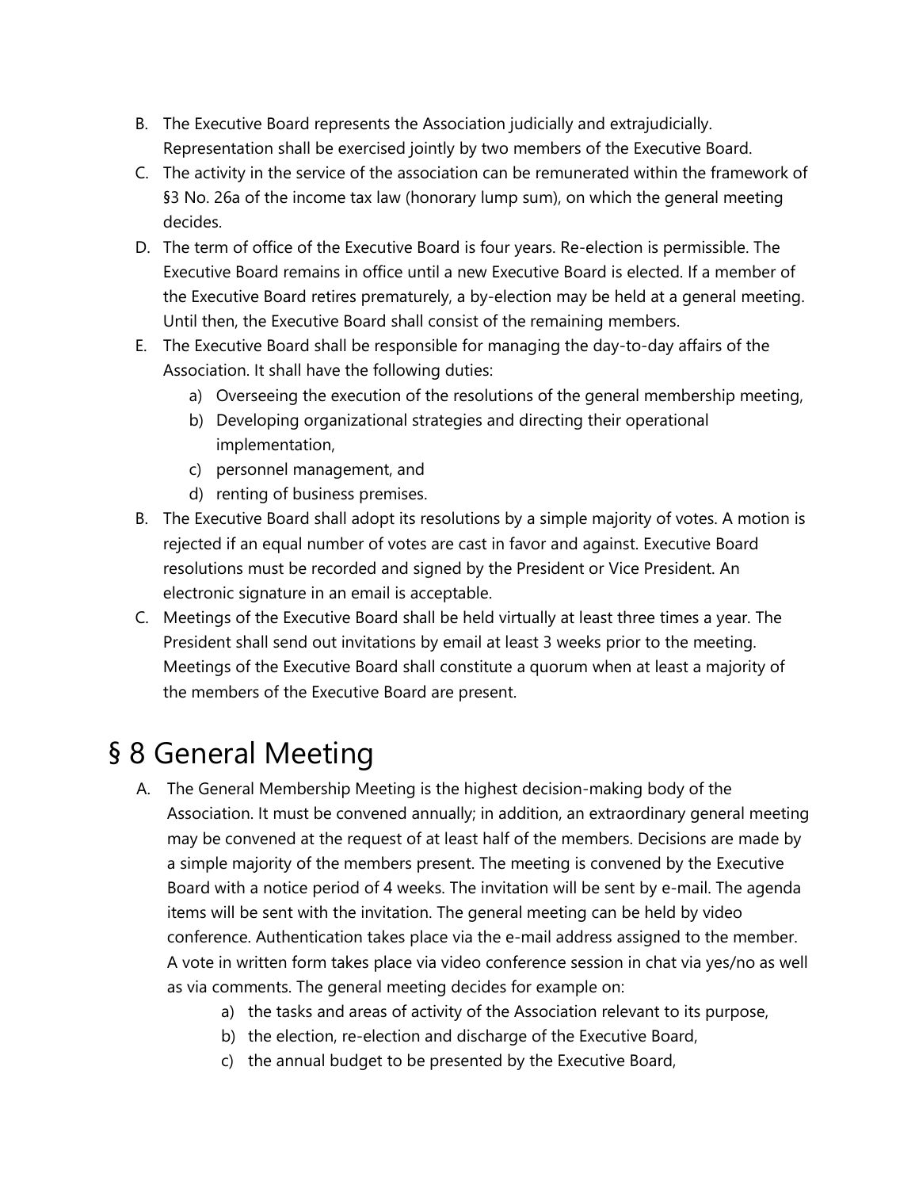B. The Executive Board represents the Association judicially and extrajudicially. Representation shall be exercised jointly by two members of the Executive Board.
C. The activity in the service of the association can be remunerated within the framework of §3 No. 26a of the income tax law (honorary lump sum), on which the general meeting decides.
D. The term of office of the Executive Board is four years. Re-election is permissible. The Executive Board remains in office until a new Executive Board is elected. If a member of the Executive Board retires prematurely, a by-election may be held at a general meeting. Until then, the Executive Board shall consist of the remaining members.
E. The Executive Board shall be responsible for managing the day-to-day affairs of the Association. It shall have the following duties:
    a) Overseeing the execution of the resolutions of the general membership meeting,
    b) Developing organizational strategies and directing their operational implementation,
    c) personnel management, and
    d) renting of business premises.
B. The Executive Board shall adopt its resolutions by a simple majority of votes. A motion is rejected if an equal number of votes are cast in favor and against. Executive Board resolutions must be recorded and signed by the President or Vice President. An electronic signature in an email is acceptable.
C. Meetings of the Executive Board shall be held virtually at least three times a year. The President shall send out invitations by email at least 3 weeks prior to the meeting. Meetings of the Executive Board shall constitute a quorum when at least a majority of the members of the Executive Board are present.

# § 8 General Meeting

A. The General Membership Meeting is the highest decision-making body of the Association. It must be convened annually; in addition, an extraordinary general meeting may be convened at the request of at least half of the members. Decisions are made by a simple majority of the members present. The meeting is convened by the Executive Board with a notice period of 4 weeks. The invitation will be sent by e-mail. The agenda items will be sent with the invitation. The general meeting can be held by video conference. Authentication takes place via the e-mail address assigned to the member. A vote in written form takes place via video conference session in chat via yes/no as well as via comments. The general meeting decides for example on:
    a) the tasks and areas of activity of the Association relevant to its purpose,
    b) the election, re-election and discharge of the Executive Board,
    c) the annual budget to be presented by the Executive Board,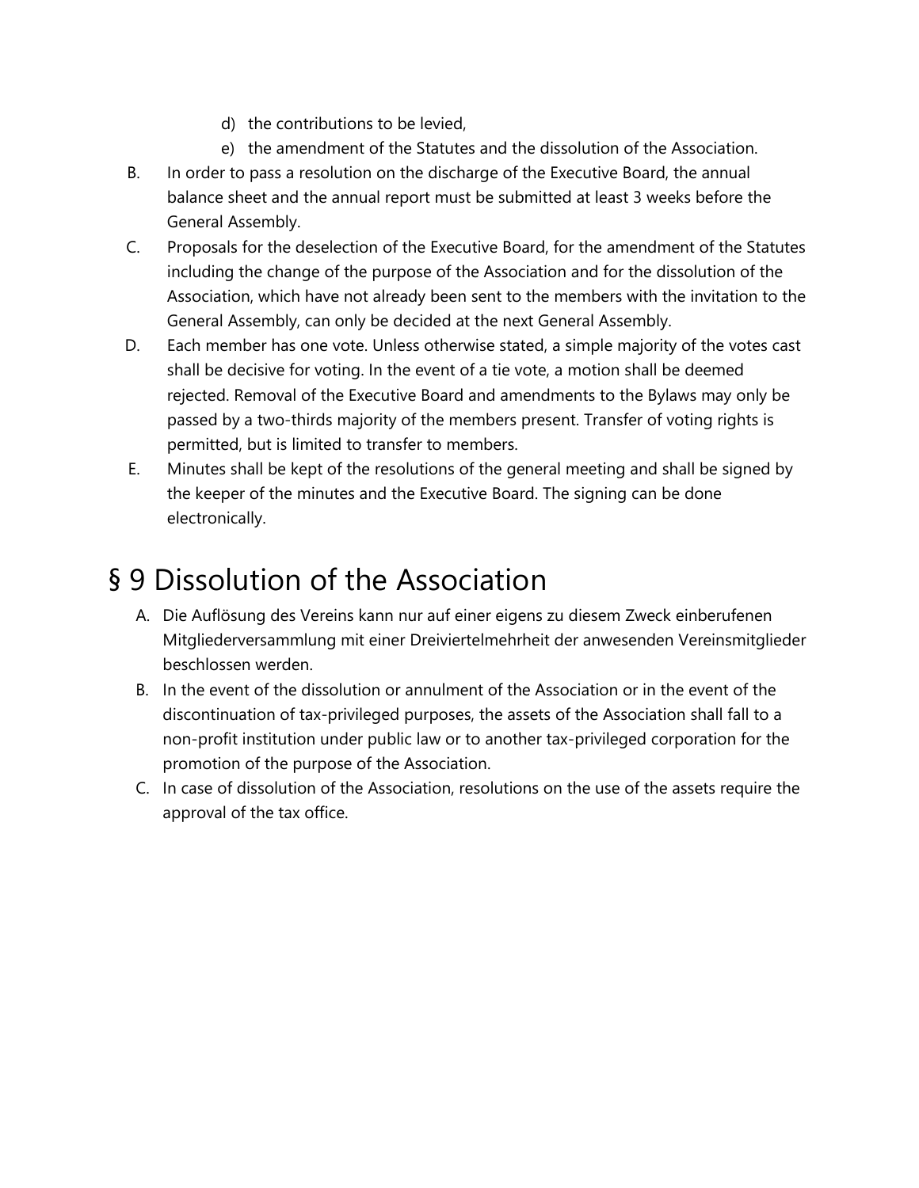d) the contributions to be levied,
   e) the amendment of the Statutes and the dissolution of the Association.

B. In order to pass a resolution on the discharge of the Executive Board, the annual balance sheet and the annual report must be submitted at least 3 weeks before the General Assembly.

C. Proposals for the deselection of the Executive Board, for the amendment of the Statutes including the change of the purpose of the Association and for the dissolution of the Association, which have not already been sent to the members with the invitation to the General Assembly, can only be decided at the next General Assembly.

D. Each member has one vote. Unless otherwise stated, a simple majority of the votes cast shall be decisive for voting. In the event of a tie vote, a motion shall be deemed rejected. Removal of the Executive Board and amendments to the Bylaws may only be passed by a two-thirds majority of the members present. Transfer of voting rights is permitted, but is limited to transfer to members.

E. Minutes shall be kept of the resolutions of the general meeting and shall be signed by the keeper of the minutes and the Executive Board. The signing can be done electronically.

# § 9 Dissolution of the Association

A. Die Auflösung des Vereins kann nur auf einer eigens zu diesem Zweck einberufenen Mitgliederversammlung mit einer Dreiviertelmehrheit der anwesenden Vereinsmitglieder beschlossen werden.

B. In the event of the dissolution or annulment of the Association or in the event of the discontinuation of tax-privileged purposes, the assets of the Association shall fall to a non-profit institution under public law or to another tax-privileged corporation for the promotion of the purpose of the Association.

C. In case of dissolution of the Association, resolutions on the use of the assets require the approval of the tax office.